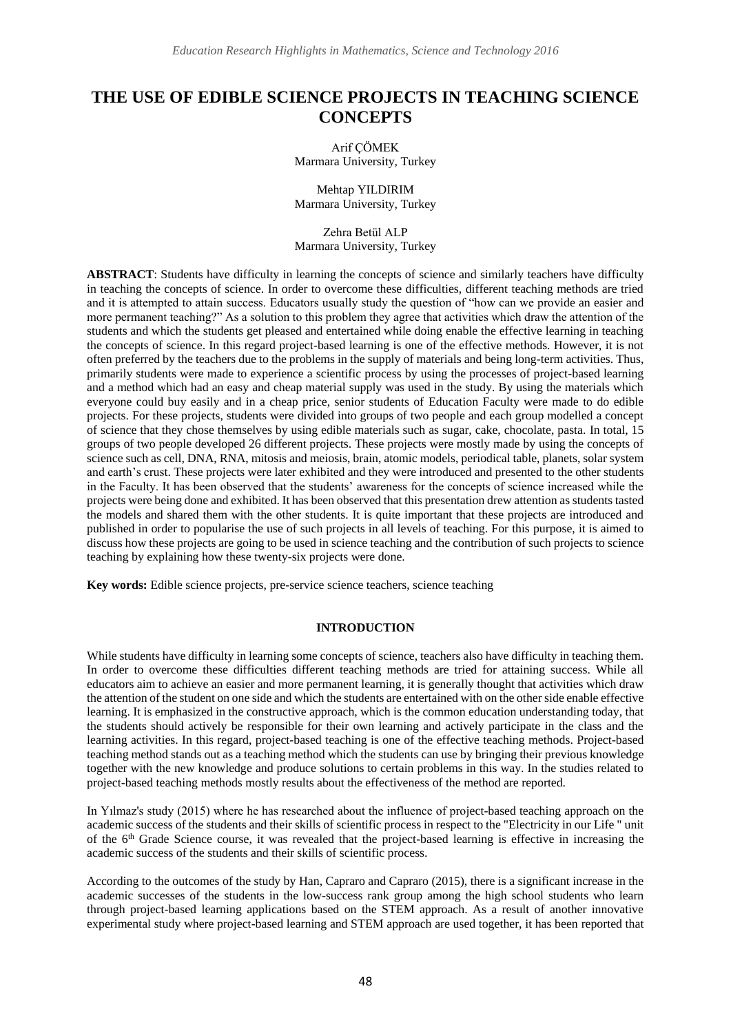# THE USE OF EDIBLE SCIENCE PROJECTS IN TEACHING SCIENCE CONCEPTS

Arif ÇÖMEK
Marmara University, Turkey

Mehtap YILDIRIM
Marmara University, Turkey

Zehra Betül ALP
Marmara University, Turkey

**ABSTRACT**: Students have difficulty in learning the concepts of science and similarly teachers have difficulty in teaching the concepts of science. In order to overcome these difficulties, different teaching methods are tried and it is attempted to attain success. Educators usually study the question of "how can we provide an easier and more permanent teaching?" As a solution to this problem they agree that activities which draw the attention of the students and which the students get pleased and entertained while doing enable the effective learning in teaching the concepts of science. In this regard project-based learning is one of the effective methods. However, it is not often preferred by the teachers due to the problems in the supply of materials and being long-term activities. Thus, primarily students were made to experience a scientific process by using the processes of project-based learning and a method which had an easy and cheap material supply was used in the study. By using the materials which everyone could buy easily and in a cheap price, senior students of Education Faculty were made to do edible projects. For these projects, students were divided into groups of two people and each group modelled a concept of science that they chose themselves by using edible materials such as sugar, cake, chocolate, pasta. In total, 15 groups of two people developed 26 different projects. These projects were mostly made by using the concepts of science such as cell, DNA, RNA, mitosis and meiosis, brain, atomic models, periodical table, planets, solar system and earth's crust. These projects were later exhibited and they were introduced and presented to the other students in the Faculty. It has been observed that the students' awareness for the concepts of science increased while the projects were being done and exhibited. It has been observed that this presentation drew attention as students tasted the models and shared them with the other students. It is quite important that these projects are introduced and published in order to popularise the use of such projects in all levels of teaching. For this purpose, it is aimed to discuss how these projects are going to be used in science teaching and the contribution of such projects to science teaching by explaining how these twenty-six projects were done.

**Key words:** Edible science projects, pre-service science teachers, science teaching

## INTRODUCTION

While students have difficulty in learning some concepts of science, teachers also have difficulty in teaching them. In order to overcome these difficulties different teaching methods are tried for attaining success. While all educators aim to achieve an easier and more permanent learning, it is generally thought that activities which draw the attention of the student on one side and which the students are entertained with on the other side enable effective learning. It is emphasized in the constructive approach, which is the common education understanding today, that the students should actively be responsible for their own learning and actively participate in the class and the learning activities. In this regard, project-based teaching is one of the effective teaching methods. Project-based teaching method stands out as a teaching method which the students can use by bringing their previous knowledge together with the new knowledge and produce solutions to certain problems in this way. In the studies related to project-based teaching methods mostly results about the effectiveness of the method are reported.

In Yılmaz's study (2015) where he has researched about the influence of project-based teaching approach on the academic success of the students and their skills of scientific process in respect to the "Electricity in our Life " unit of the 6th Grade Science course, it was revealed that the project-based learning is effective in increasing the academic success of the students and their skills of scientific process.

According to the outcomes of the study by Han, Capraro and Capraro (2015), there is a significant increase in the academic successes of the students in the low-success rank group among the high school students who learn through project-based learning applications based on the STEM approach. As a result of another innovative experimental study where project-based learning and STEM approach are used together, it has been reported that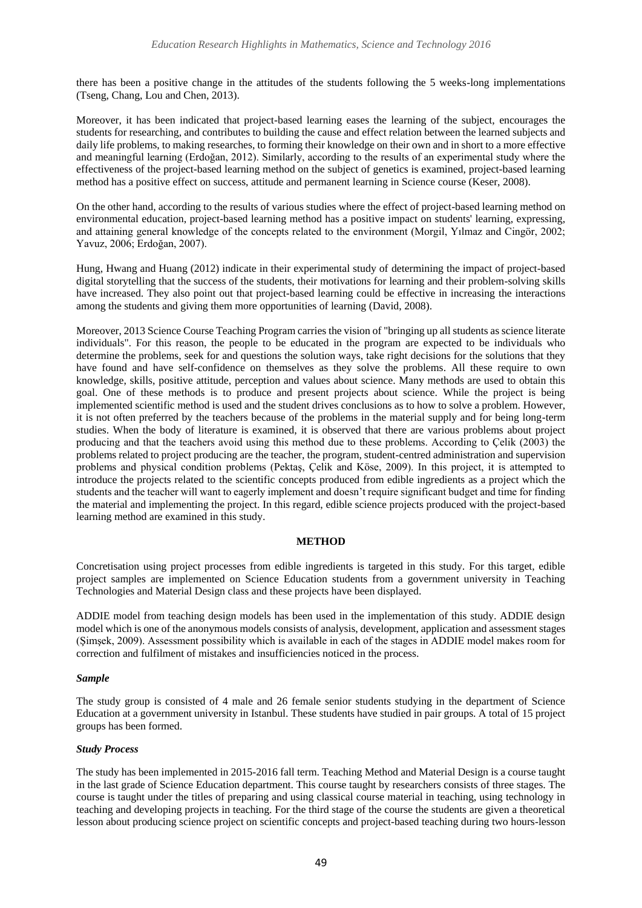there has been a positive change in the attitudes of the students following the 5 weeks-long implementations (Tseng, Chang, Lou and Chen, 2013).

Moreover, it has been indicated that project-based learning eases the learning of the subject, encourages the students for researching, and contributes to building the cause and effect relation between the learned subjects and daily life problems, to making researches, to forming their knowledge on their own and in short to a more effective and meaningful learning (Erdoğan, 2012). Similarly, according to the results of an experimental study where the effectiveness of the project-based learning method on the subject of genetics is examined, project-based learning method has a positive effect on success, attitude and permanent learning in Science course (Keser, 2008).

On the other hand, according to the results of various studies where the effect of project-based learning method on environmental education, project-based learning method has a positive impact on students' learning, expressing, and attaining general knowledge of the concepts related to the environment (Morgil, Yılmaz and Cingör, 2002; Yavuz, 2006; Erdoğan, 2007).

Hung, Hwang and Huang (2012) indicate in their experimental study of determining the impact of project-based digital storytelling that the success of the students, their motivations for learning and their problem-solving skills have increased. They also point out that project-based learning could be effective in increasing the interactions among the students and giving them more opportunities of learning (David, 2008).

Moreover, 2013 Science Course Teaching Program carries the vision of "bringing up all students as science literate individuals". For this reason, the people to be educated in the program are expected to be individuals who determine the problems, seek for and questions the solution ways, take right decisions for the solutions that they have found and have self-confidence on themselves as they solve the problems. All these require to own knowledge, skills, positive attitude, perception and values about science. Many methods are used to obtain this goal. One of these methods is to produce and present projects about science. While the project is being implemented scientific method is used and the student drives conclusions as to how to solve a problem. However, it is not often preferred by the teachers because of the problems in the material supply and for being long-term studies. When the body of literature is examined, it is observed that there are various problems about project producing and that the teachers avoid using this method due to these problems. According to Çelik (2003) the problems related to project producing are the teacher, the program, student-centred administration and supervision problems and physical condition problems (Pektaş, Çelik and Köse, 2009). In this project, it is attempted to introduce the projects related to the scientific concepts produced from edible ingredients as a project which the students and the teacher will want to eagerly implement and doesn't require significant budget and time for finding the material and implementing the project. In this regard, edible science projects produced with the project-based learning method are examined in this study.

## METHOD

Concretisation using project processes from edible ingredients is targeted in this study. For this target, edible project samples are implemented on Science Education students from a government university in Teaching Technologies and Material Design class and these projects have been displayed.

ADDIE model from teaching design models has been used in the implementation of this study. ADDIE design model which is one of the anonymous models consists of analysis, development, application and assessment stages (Şimşek, 2009). Assessment possibility which is available in each of the stages in ADDIE model makes room for correction and fulfilment of mistakes and insufficiencies noticed in the process.

### *Sample*

The study group is consisted of 4 male and 26 female senior students studying in the department of Science Education at a government university in Istanbul. These students have studied in pair groups. A total of 15 project groups has been formed.

### *Study Process*

The study has been implemented in 2015-2016 fall term. Teaching Method and Material Design is a course taught in the last grade of Science Education department. This course taught by researchers consists of three stages. The course is taught under the titles of preparing and using classical course material in teaching, using technology in teaching and developing projects in teaching. For the third stage of the course the students are given a theoretical lesson about producing science project on scientific concepts and project-based teaching during two hours-lesson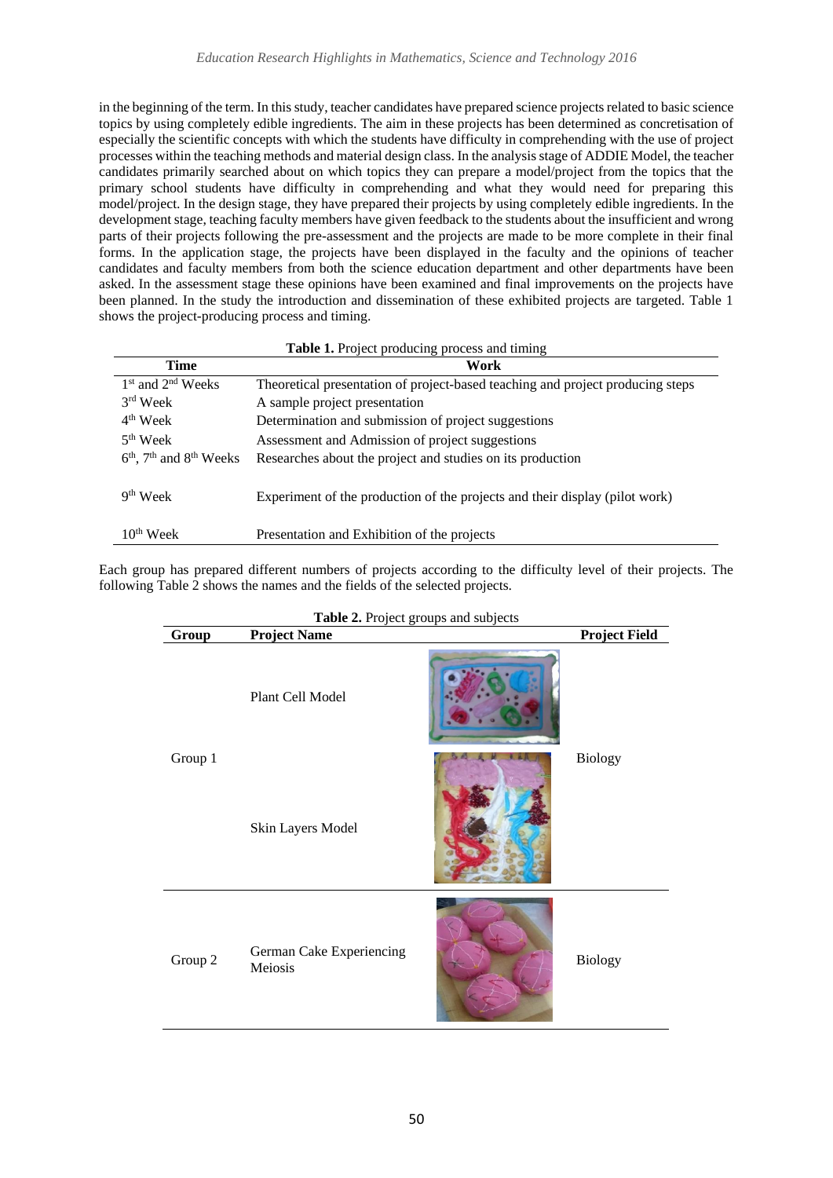in the beginning of the term. In this study, teacher candidates have prepared science projects related to basic science topics by using completely edible ingredients. The aim in these projects has been determined as concretisation of especially the scientific concepts with which the students have difficulty in comprehending with the use of project processes within the teaching methods and material design class. In the analysis stage of ADDIE Model, the teacher candidates primarily searched about on which topics they can prepare a model/project from the topics that the primary school students have difficulty in comprehending and what they would need for preparing this model/project. In the design stage, they have prepared their projects by using completely edible ingredients. In the development stage, teaching faculty members have given feedback to the students about the insufficient and wrong parts of their projects following the pre-assessment and the projects are made to be more complete in their final forms. In the application stage, the projects have been displayed in the faculty and the opinions of teacher candidates and faculty members from both the science education department and other departments have been asked. In the assessment stage these opinions have been examined and final improvements on the projects have been planned. In the study the introduction and dissemination of these exhibited projects are targeted. Table 1 shows the project-producing process and timing.

**Table 1.** Project producing process and timing

| Time | Work |
|---|---|
| 1st and 2nd Weeks | Theoretical presentation of project-based teaching and project producing steps |
| 3rd Week | A sample project presentation |
| 4th Week | Determination and submission of project suggestions |
| 5th Week | Assessment and Admission of project suggestions |
| 6th, 7th and 8th Weeks | Researches about the project and studies on its production |
| 9th Week | Experiment of the production of the projects and their display (pilot work) |
| 10th Week | Presentation and Exhibition of the projects |

Each group has prepared different numbers of projects according to the difficulty level of their projects. The following Table 2 shows the names and the fields of the selected projects.

**Table 2.** Project groups and subjects

| Group | Project Name | | Project Field |
|---|---|---|---|
| Group 1 | Plant Cell Model | | Biology |
| | Skin Layers Model | | |
| Group 2 | German Cake Experiencing Meiosis | | Biology |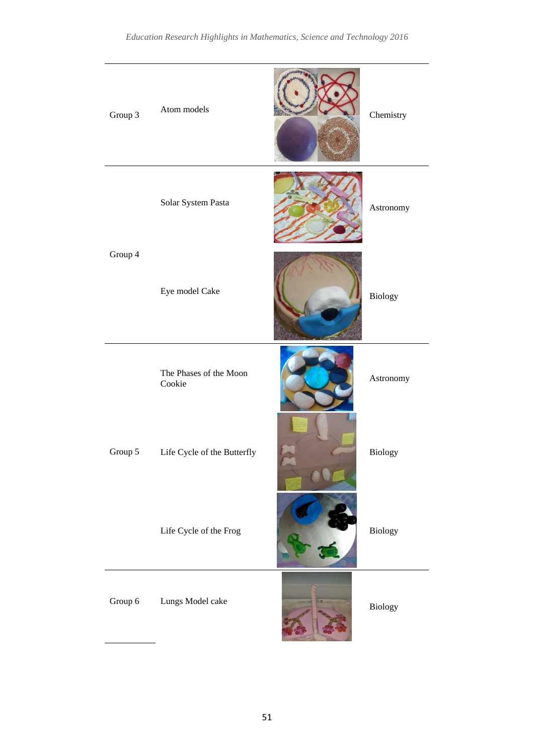| | | | |
|---|---|---|---|
| Group 3 | Atom models | | Chemistry |
| Group 4 | Solar System Pasta | | Astronomy |
| | Eye model Cake | | Biology |
| Group 5 | The Phases of the Moon Cookie | | Astronomy |
| | Life Cycle of the Butterfly | | Biology |
| | Life Cycle of the Frog | | Biology |
| Group 6 | Lungs Model cake | | Biology |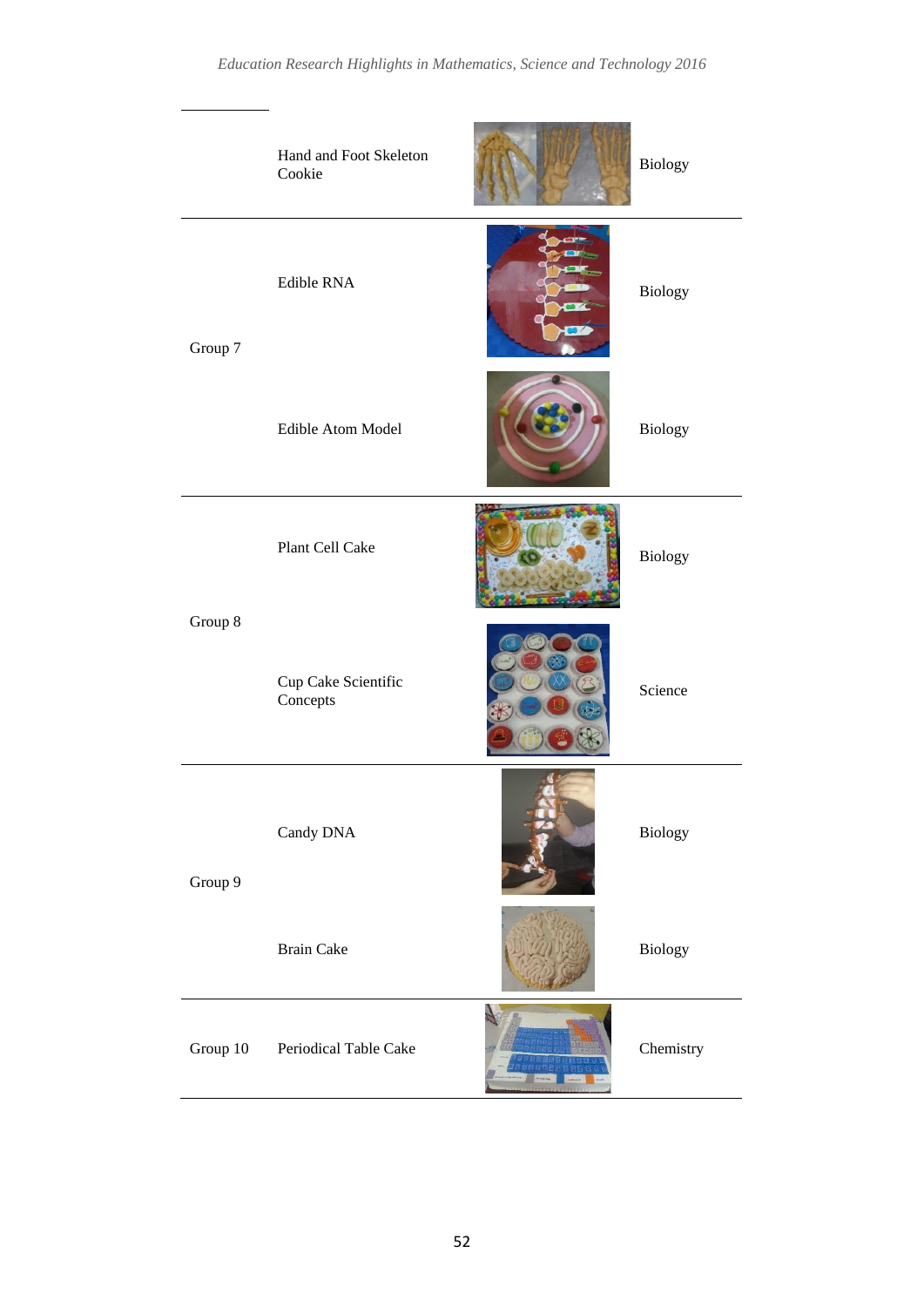| | | | |
|---|---|---|---|
| | Hand and Foot Skeleton Cookie | | Biology |
| Group 7 | Edible RNA | | Biology |
| | Edible Atom Model | | Biology |
| Group 8 | Plant Cell Cake | | Biology |
| | Cup Cake Scientific Concepts | | Science |
| Group 9 | Candy DNA | | Biology |
| | Brain Cake | | Biology |
| Group 10 | Periodical Table Cake | | Chemistry |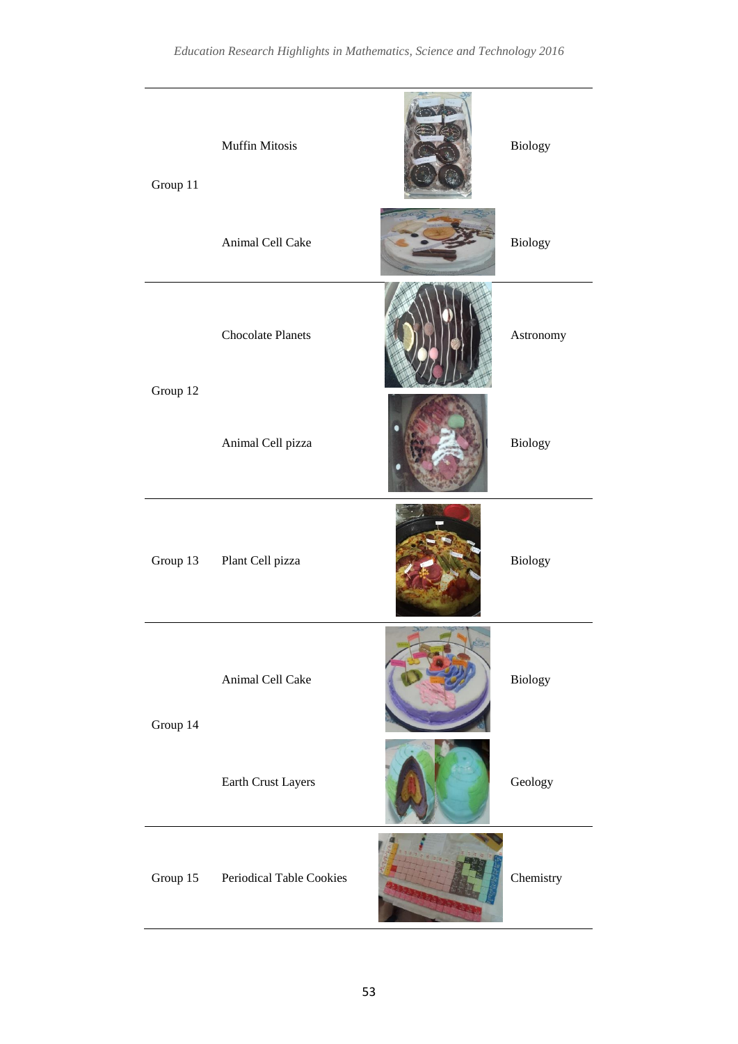| | | | |
|---|---|---|---|
| Group 11 | Muffin Mitosis | | Biology |
| | Animal Cell Cake | | Biology |
| Group 12 | Chocolate Planets | | Astronomy |
| | Animal Cell pizza | | Biology |
| Group 13 | Plant Cell pizza | | Biology |
| Group 14 | Animal Cell Cake | | Biology |
| | Earth Crust Layers | | Geology |
| Group 15 | Periodical Table Cookies | | Chemistry |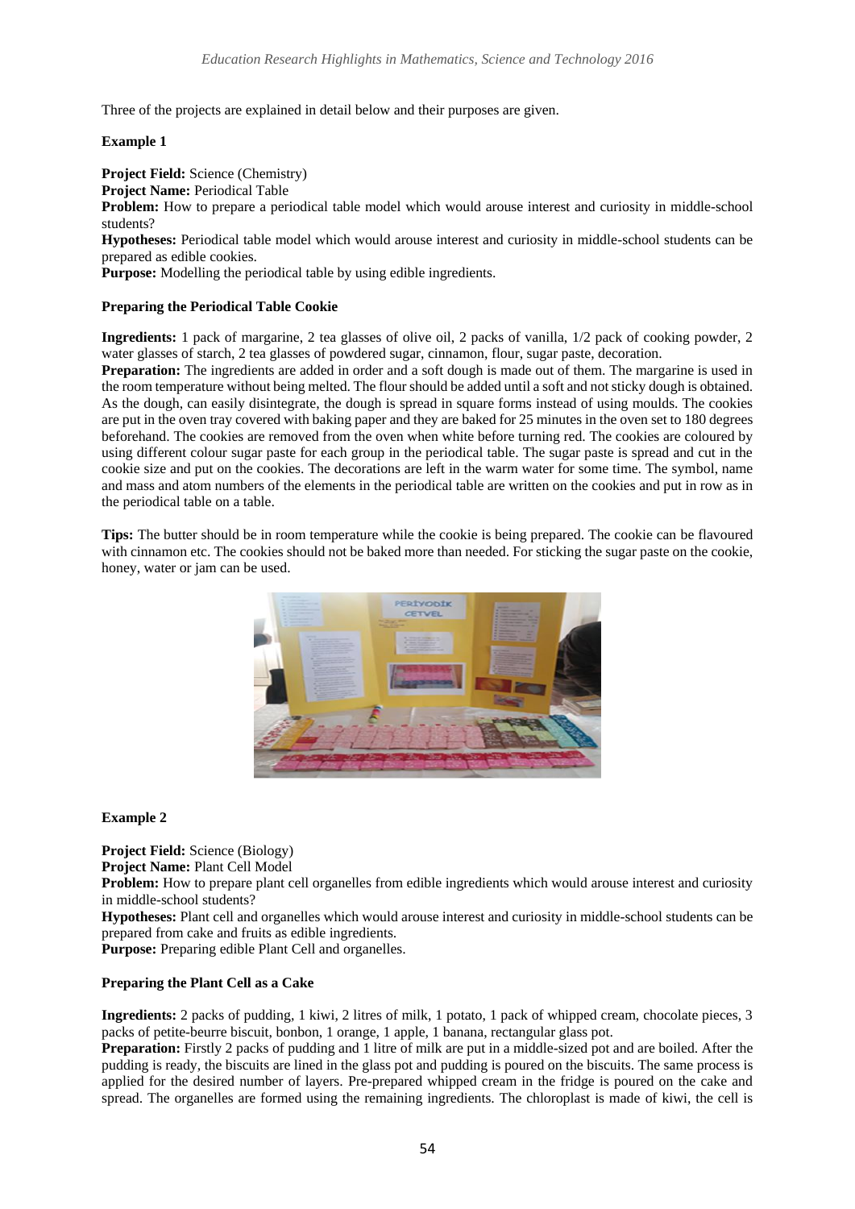Three of the projects are explained in detail below and their purposes are given.

**Example 1**

**Project Field:** Science (Chemistry)
**Project Name:** Periodical Table
**Problem:** How to prepare a periodical table model which would arouse interest and curiosity in middle-school students?
**Hypotheses:** Periodical table model which would arouse interest and curiosity in middle-school students can be prepared as edible cookies.
**Purpose:** Modelling the periodical table by using edible ingredients.

**Preparing the Periodical Table Cookie**

**Ingredients:** 1 pack of margarine, 2 tea glasses of olive oil, 2 packs of vanilla, 1/2 pack of cooking powder, 2 water glasses of starch, 2 tea glasses of powdered sugar, cinnamon, flour, sugar paste, decoration.
**Preparation:** The ingredients are added in order and a soft dough is made out of them. The margarine is used in the room temperature without being melted. The flour should be added until a soft and not sticky dough is obtained. As the dough, can easily disintegrate, the dough is spread in square forms instead of using moulds. The cookies are put in the oven tray covered with baking paper and they are baked for 25 minutes in the oven set to 180 degrees beforehand. The cookies are removed from the oven when white before turning red. The cookies are coloured by using different colour sugar paste for each group in the periodical table. The sugar paste is spread and cut in the cookie size and put on the cookies. The decorations are left in the warm water for some time. The symbol, name and mass and atom numbers of the elements in the periodical table are written on the cookies and put in row as in the periodical table on a table.

**Tips:** The butter should be in room temperature while the cookie is being prepared. The cookie can be flavoured with cinnamon etc. The cookies should not be baked more than needed. For sticking the sugar paste on the cookie, honey, water or jam can be used.

**Example 2**

**Project Field:** Science (Biology)
**Project Name:** Plant Cell Model
**Problem:** How to prepare plant cell organelles from edible ingredients which would arouse interest and curiosity in middle-school students?
**Hypotheses:** Plant cell and organelles which would arouse interest and curiosity in middle-school students can be prepared from cake and fruits as edible ingredients.
**Purpose:** Preparing edible Plant Cell and organelles.

**Preparing the Plant Cell as a Cake**

**Ingredients:** 2 packs of pudding, 1 kiwi, 2 litres of milk, 1 potato, 1 pack of whipped cream, chocolate pieces, 3 packs of petite-beurre biscuit, bonbon, 1 orange, 1 apple, 1 banana, rectangular glass pot.
**Preparation:** Firstly 2 packs of pudding and 1 litre of milk are put in a middle-sized pot and are boiled. After the pudding is ready, the biscuits are lined in the glass pot and pudding is poured on the biscuits. The same process is applied for the desired number of layers. Pre-prepared whipped cream in the fridge is poured on the cake and spread. The organelles are formed using the remaining ingredients. The chloroplast is made of kiwi, the cell is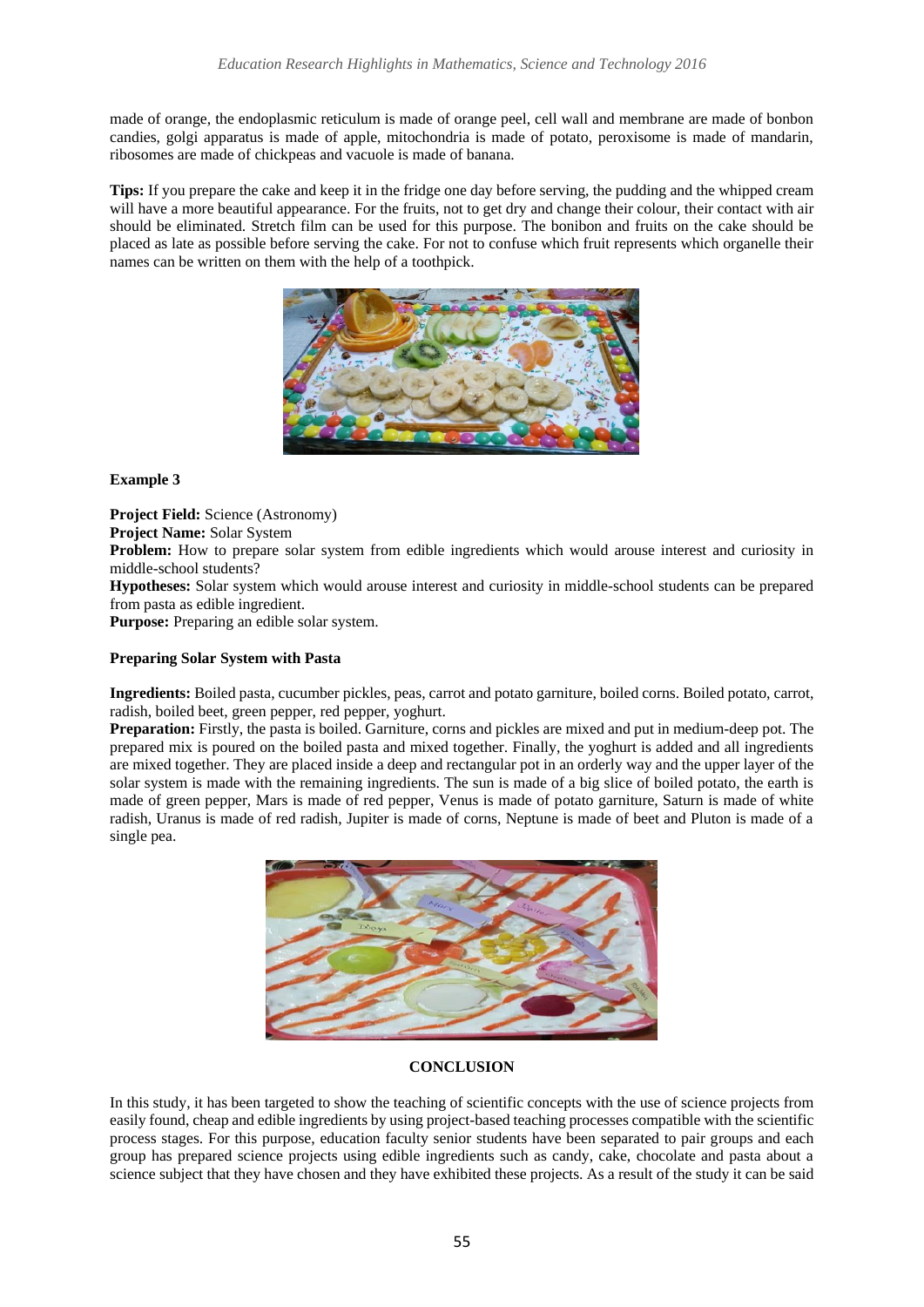made of orange, the endoplasmic reticulum is made of orange peel, cell wall and membrane are made of bonbon candies, golgi apparatus is made of apple, mitochondria is made of potato, peroxisome is made of mandarin, ribosomes are made of chickpeas and vacuole is made of banana.

**Tips:** If you prepare the cake and keep it in the fridge one day before serving, the pudding and the whipped cream will have a more beautiful appearance. For the fruits, not to get dry and change their colour, their contact with air should be eliminated. Stretch film can be used for this purpose. The bonibon and fruits on the cake should be placed as late as possible before serving the cake. For not to confuse which fruit represents which organelle their names can be written on them with the help of a toothpick.

**Example 3**

**Project Field:** Science (Astronomy)
**Project Name:** Solar System
**Problem:** How to prepare solar system from edible ingredients which would arouse interest and curiosity in middle-school students?
**Hypotheses:** Solar system which would arouse interest and curiosity in middle-school students can be prepared from pasta as edible ingredient.
**Purpose:** Preparing an edible solar system.

**Preparing Solar System with Pasta**

**Ingredients:** Boiled pasta, cucumber pickles, peas, carrot and potato garniture, boiled corns. Boiled potato, carrot, radish, boiled beet, green pepper, red pepper, yoghurt.
**Preparation:** Firstly, the pasta is boiled. Garniture, corns and pickles are mixed and put in medium-deep pot. The prepared mix is poured on the boiled pasta and mixed together. Finally, the yoghurt is added and all ingredients are mixed together. They are placed inside a deep and rectangular pot in an orderly way and the upper layer of the solar system is made with the remaining ingredients. The sun is made of a big slice of boiled potato, the earth is made of green pepper, Mars is made of red pepper, Venus is made of potato garniture, Saturn is made of white radish, Uranus is made of red radish, Jupiter is made of corns, Neptune is made of beet and Pluton is made of a single pea.

## CONCLUSION

In this study, it has been targeted to show the teaching of scientific concepts with the use of science projects from easily found, cheap and edible ingredients by using project-based teaching processes compatible with the scientific process stages. For this purpose, education faculty senior students have been separated to pair groups and each group has prepared science projects using edible ingredients such as candy, cake, chocolate and pasta about a science subject that they have chosen and they have exhibited these projects. As a result of the study it can be said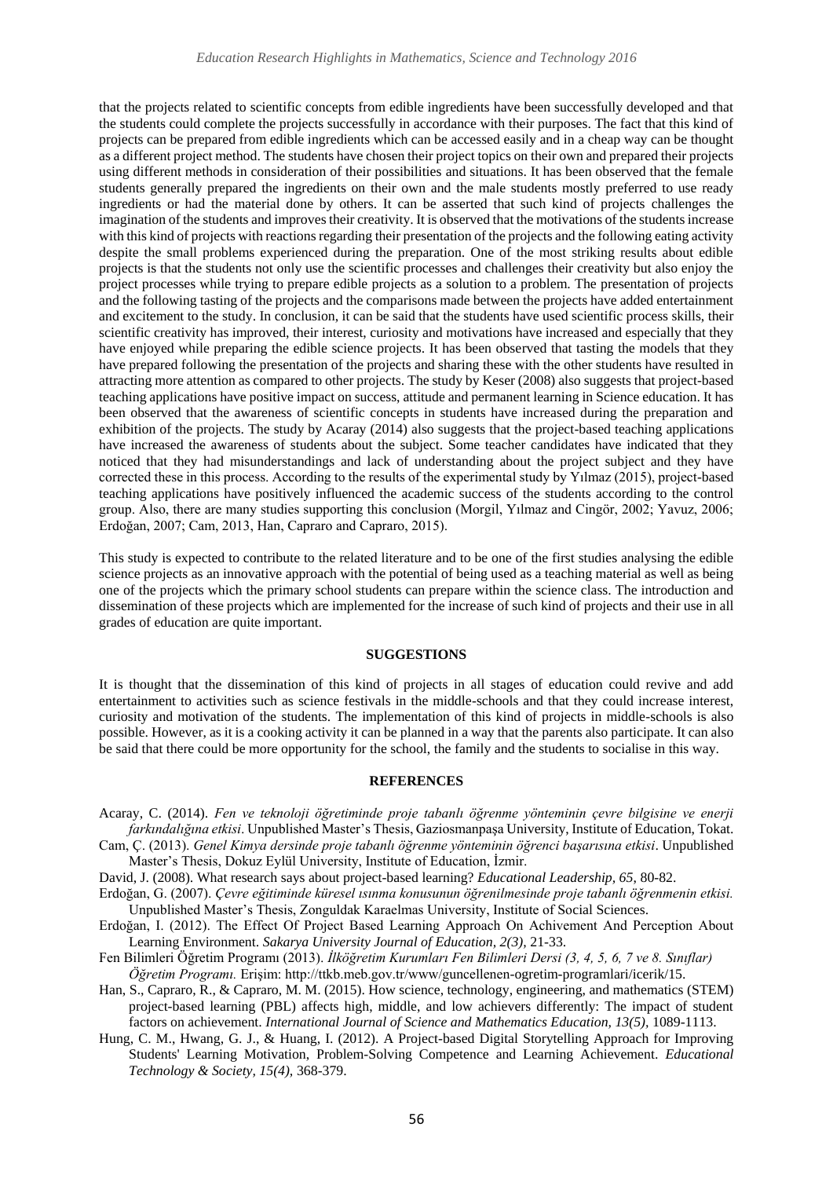that the projects related to scientific concepts from edible ingredients have been successfully developed and that the students could complete the projects successfully in accordance with their purposes. The fact that this kind of projects can be prepared from edible ingredients which can be accessed easily and in a cheap way can be thought as a different project method. The students have chosen their project topics on their own and prepared their projects using different methods in consideration of their possibilities and situations. It has been observed that the female students generally prepared the ingredients on their own and the male students mostly preferred to use ready ingredients or had the material done by others. It can be asserted that such kind of projects challenges the imagination of the students and improves their creativity. It is observed that the motivations of the students increase with this kind of projects with reactions regarding their presentation of the projects and the following eating activity despite the small problems experienced during the preparation. One of the most striking results about edible projects is that the students not only use the scientific processes and challenges their creativity but also enjoy the project processes while trying to prepare edible projects as a solution to a problem. The presentation of projects and the following tasting of the projects and the comparisons made between the projects have added entertainment and excitement to the study. In conclusion, it can be said that the students have used scientific process skills, their scientific creativity has improved, their interest, curiosity and motivations have increased and especially that they have enjoyed while preparing the edible science projects. It has been observed that tasting the models that they have prepared following the presentation of the projects and sharing these with the other students have resulted in attracting more attention as compared to other projects. The study by Keser (2008) also suggests that project-based teaching applications have positive impact on success, attitude and permanent learning in Science education. It has been observed that the awareness of scientific concepts in students have increased during the preparation and exhibition of the projects. The study by Acaray (2014) also suggests that the project-based teaching applications have increased the awareness of students about the subject. Some teacher candidates have indicated that they noticed that they had misunderstandings and lack of understanding about the project subject and they have corrected these in this process. According to the results of the experimental study by Yılmaz (2015), project-based teaching applications have positively influenced the academic success of the students according to the control group. Also, there are many studies supporting this conclusion (Morgil, Yılmaz and Cingör, 2002; Yavuz, 2006; Erdoğan, 2007; Cam, 2013, Han, Capraro and Capraro, 2015).

This study is expected to contribute to the related literature and to be one of the first studies analysing the edible science projects as an innovative approach with the potential of being used as a teaching material as well as being one of the projects which the primary school students can prepare within the science class. The introduction and dissemination of these projects which are implemented for the increase of such kind of projects and their use in all grades of education are quite important.

## SUGGESTIONS

It is thought that the dissemination of this kind of projects in all stages of education could revive and add entertainment to activities such as science festivals in the middle-schools and that they could increase interest, curiosity and motivation of the students. The implementation of this kind of projects in middle-schools is also possible. However, as it is a cooking activity it can be planned in a way that the parents also participate. It can also be said that there could be more opportunity for the school, the family and the students to socialise in this way.

## REFERENCES

Acaray, C. (2014). *Fen ve teknoloji öğretiminde proje tabanlı öğrenme yönteminin çevre bilgisine ve enerji farkındalığına etkisi*. Unpublished Master's Thesis, Gaziosmanpaşa University, Institute of Education, Tokat.

Cam, Ç. (2013). *Genel Kimya dersinde proje tabanlı öğrenme yönteminin öğrenci başarısına etkisi*. Unpublished Master's Thesis, Dokuz Eylül University, Institute of Education, İzmir.

David, J. (2008). What research says about project-based learning? *Educational Leadership, 65*, 80-82.

Erdoğan, G. (2007). *Çevre eğitiminde küresel ısınma konusunun öğrenilmesinde proje tabanlı öğrenmenin etkisi.* Unpublished Master's Thesis, Zonguldak Karaelmas University, Institute of Social Sciences.

Erdoğan, I. (2012). The Effect Of Project Based Learning Approach On Achivement And Perception About Learning Environment. *Sakarya University Journal of Education, 2(3)*, 21-33.

Fen Bilimleri Öğretim Programı (2013). *İlköğretim Kurumları Fen Bilimleri Dersi (3, 4, 5, 6, 7 ve 8. Sınıflar) Öğretim Programı.* Erişim: http://ttkb.meb.gov.tr/www/guncellenen-ogretim-programlari/icerik/15.

Han, S., Capraro, R., & Capraro, M. M. (2015). How science, technology, engineering, and mathematics (STEM) project-based learning (PBL) affects high, middle, and low achievers differently: The impact of student factors on achievement. *International Journal of Science and Mathematics Education, 13(5)*, 1089-1113.

Hung, C. M., Hwang, G. J., & Huang, I. (2012). A Project-based Digital Storytelling Approach for Improving Students' Learning Motivation, Problem-Solving Competence and Learning Achievement. *Educational Technology & Society, 15(4)*, 368-379.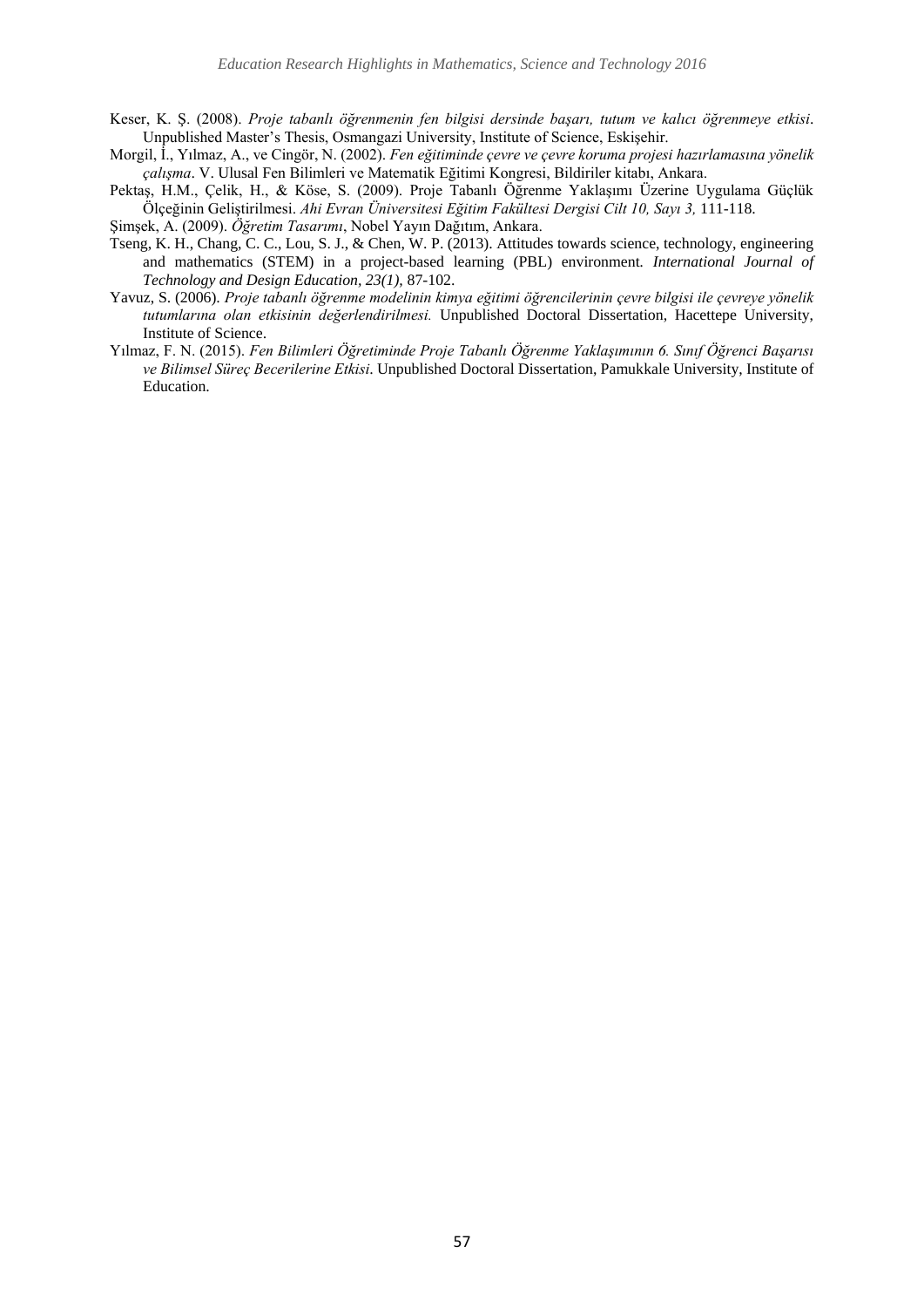Keser, K. Ş. (2008). *Proje tabanlı öğrenmenin fen bilgisi dersinde başarı, tutum ve kalıcı öğrenmeye etkisi*. Unpublished Master's Thesis, Osmangazi University, Institute of Science, Eskişehir.

Morgil, İ., Yılmaz, A., ve Cingör, N. (2002). *Fen eğitiminde çevre ve çevre koruma projesi hazırlamasına yönelik çalışma*. V. Ulusal Fen Bilimleri ve Matematik Eğitimi Kongresi, Bildiriler kitabı, Ankara.

Pektaş, H.M., Çelik, H., & Köse, S. (2009). Proje Tabanlı Öğrenme Yaklaşımı Üzerine Uygulama Güçlük Ölçeğinin Geliştirilmesi. *Ahi Evran Üniversitesi Eğitim Fakültesi Dergisi Cilt 10, Sayı 3,* 111-118.

Şimşek, A. (2009). *Öğretim Tasarımı*, Nobel Yayın Dağıtım, Ankara.

Tseng, K. H., Chang, C. C., Lou, S. J., & Chen, W. P. (2013). Attitudes towards science, technology, engineering and mathematics (STEM) in a project-based learning (PBL) environment. *International Journal of Technology and Design Education, 23(1),* 87-102.

Yavuz, S. (2006). *Proje tabanlı öğrenme modelinin kimya eğitimi öğrencilerinin çevre bilgisi ile çevreye yönelik tutumlarına olan etkisinin değerlendirilmesi.* Unpublished Doctoral Dissertation, Hacettepe University, Institute of Science.

Yılmaz, F. N. (2015). *Fen Bilimleri Öğretiminde Proje Tabanlı Öğrenme Yaklaşımının 6. Sınıf Öğrenci Başarısı ve Bilimsel Süreç Becerilerine Etkisi*. Unpublished Doctoral Dissertation, Pamukkale University, Institute of Education.